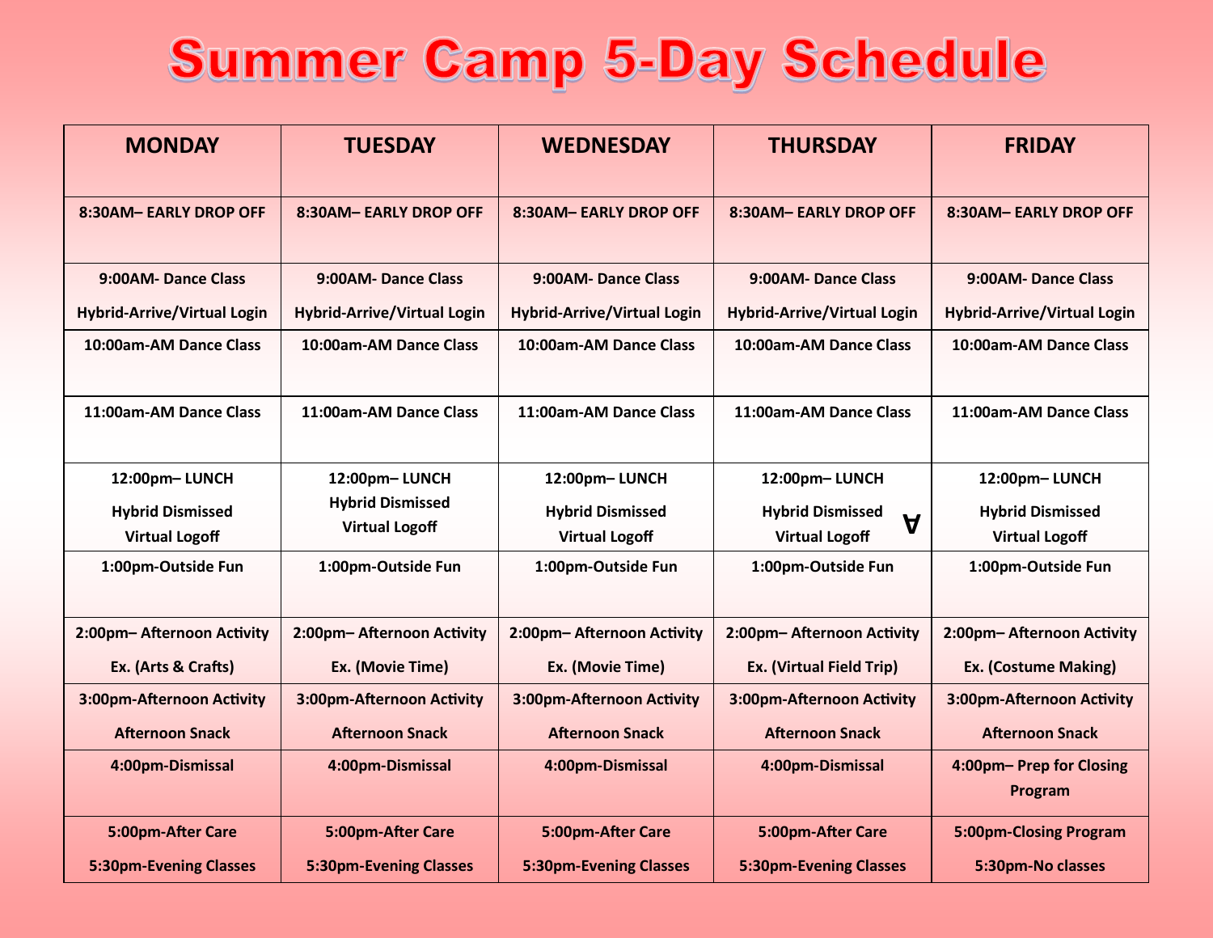# Summer Camp 5-Day Schedule

| MONDAY | TUESDAY | WEDNESDAY | THURSDAY | FRIDAY |
|---|---|---|---|---|
| 8:30AM– EARLY DROP OFF | 8:30AM– EARLY DROP OFF | 8:30AM– EARLY DROP OFF | 8:30AM– EARLY DROP OFF | 8:30AM– EARLY DROP OFF |
| 9:00AM- Dance Class Hybrid-Arrive/Virtual Login | 9:00AM- Dance Class Hybrid-Arrive/Virtual Login | 9:00AM- Dance Class Hybrid-Arrive/Virtual Login | 9:00AM- Dance Class Hybrid-Arrive/Virtual Login | 9:00AM- Dance Class Hybrid-Arrive/Virtual Login |
| 10:00am-AM Dance Class | 10:00am-AM Dance Class | 10:00am-AM Dance Class | 10:00am-AM Dance Class | 10:00am-AM Dance Class |
| 11:00am-AM Dance Class | 11:00am-AM Dance Class | 11:00am-AM Dance Class | 11:00am-AM Dance Class | 11:00am-AM Dance Class |
| 12:00pm– LUNCH Hybrid Dismissed Virtual Logoff | 12:00pm– LUNCH Hybrid Dismissed Virtual Logoff | 12:00pm– LUNCH Hybrid Dismissed Virtual Logoff | 12:00pm– LUNCH Hybrid Dismissed Virtual Logoff ∀ | 12:00pm– LUNCH Hybrid Dismissed Virtual Logoff |
| 1:00pm-Outside Fun | 1:00pm-Outside Fun | 1:00pm-Outside Fun | 1:00pm-Outside Fun | 1:00pm-Outside Fun |
| 2:00pm– Afternoon Activity Ex. (Arts & Crafts) | 2:00pm– Afternoon Activity Ex. (Movie Time) | 2:00pm– Afternoon Activity Ex. (Movie Time) | 2:00pm– Afternoon Activity Ex. (Virtual Field Trip) | 2:00pm– Afternoon Activity Ex. (Costume Making) |
| 3:00pm-Afternoon Activity Afternoon Snack | 3:00pm-Afternoon Activity Afternoon Snack | 3:00pm-Afternoon Activity Afternoon Snack | 3:00pm-Afternoon Activity Afternoon Snack | 3:00pm-Afternoon Activity Afternoon Snack |
| 4:00pm-Dismissal | 4:00pm-Dismissal | 4:00pm-Dismissal | 4:00pm-Dismissal | 4:00pm– Prep for Closing Program |
| 5:00pm-After Care 5:30pm-Evening Classes | 5:00pm-After Care 5:30pm-Evening Classes | 5:00pm-After Care 5:30pm-Evening Classes | 5:00pm-After Care 5:30pm-Evening Classes | 5:00pm-Closing Program 5:30pm-No classes |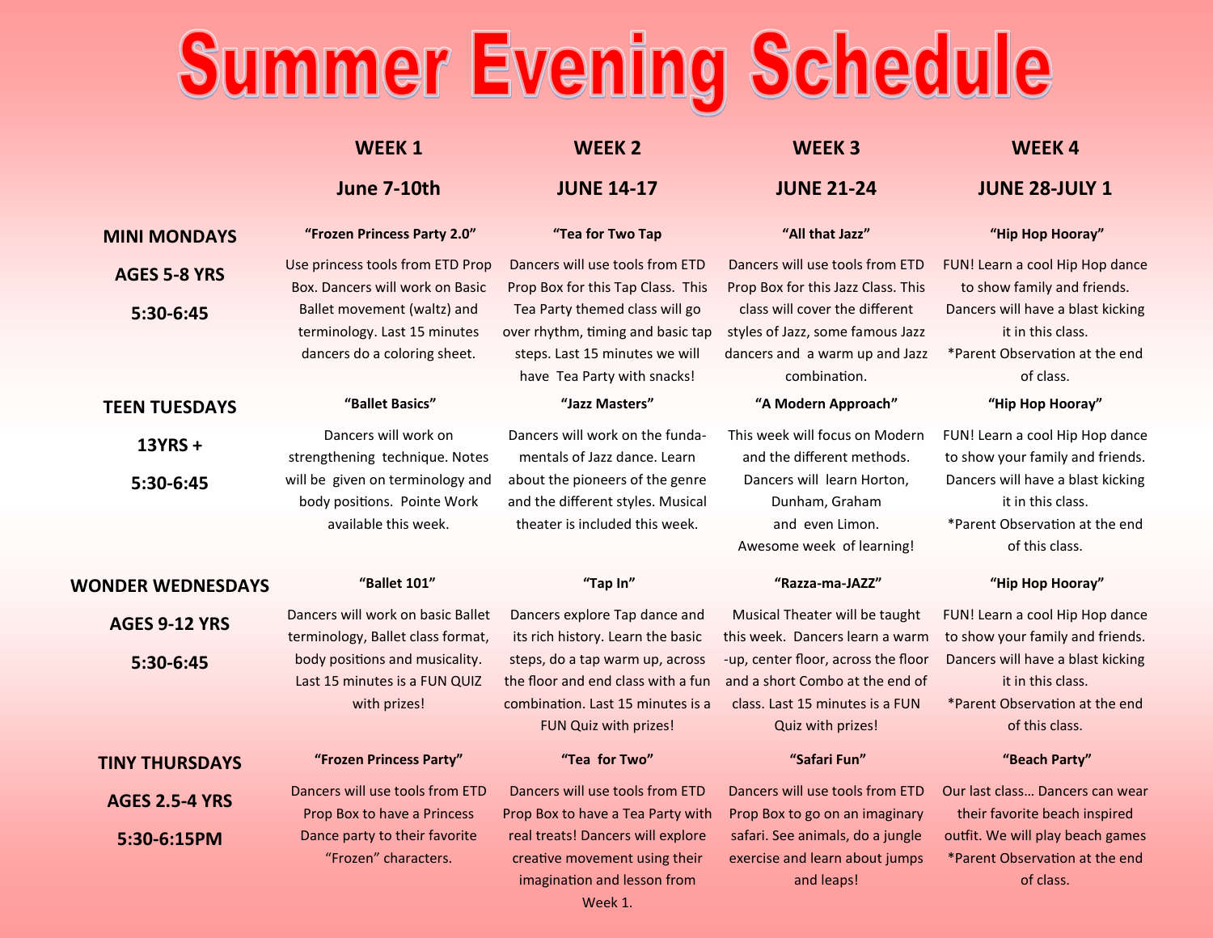# Summer Evening Schedule

| | WEEK 1<br>June 7-10th | WEEK 2<br>JUNE 14-17 | WEEK 3<br>JUNE 21-24 | WEEK 4<br>JUNE 28-JULY 1 |
|---|---|---|---|---|
| **MINI MONDAYS**<br>**AGES 5-8 YRS**<br>**5:30-6:45** | **"Frozen Princess Party 2.0"**<br>Use princess tools from ETD Prop Box. Dancers will work on Basic Ballet movement (waltz) and terminology. Last 15 minutes dancers do a coloring sheet. | **"Tea for Two Tap**<br>Dancers will use tools from ETD Prop Box for this Tap Class. This Tea Party themed class will go over rhythm, timing and basic tap steps. Last 15 minutes we will have Tea Party with snacks! | **"All that Jazz"**<br>Dancers will use tools from ETD Prop Box for this Jazz Class. This class will cover the different styles of Jazz, some famous Jazz dancers and a warm up and Jazz combination. | **"Hip Hop Hooray"**<br>FUN! Learn a cool Hip Hop dance to show family and friends. Dancers will have a blast kicking it in this class.<br>*Parent Observation at the end of class. |
| **TEEN TUESDAYS**<br>**13YRS +**<br>**5:30-6:45** | **"Ballet Basics"**<br>Dancers will work on strengthening technique. Notes will be given on terminology and body positions. Pointe Work available this week. | **"Jazz Masters"**<br>Dancers will work on the fundamentals of Jazz dance. Learn about the pioneers of the genre and the different styles. Musical theater is included this week. | **"A Modern Approach"**<br>This week will focus on Modern and the different methods. Dancers will learn Horton, Dunham, Graham and even Limon. Awesome week of learning! | **"Hip Hop Hooray"**<br>FUN! Learn a cool Hip Hop dance to show your family and friends. Dancers will have a blast kicking it in this class.<br>*Parent Observation at the end of this class. |
| **WONDER WEDNESDAYS**<br>**AGES 9-12 YRS**<br>**5:30-6:45** | **"Ballet 101"**<br>Dancers will work on basic Ballet terminology, Ballet class format, body positions and musicality. Last 15 minutes is a FUN QUIZ with prizes! | **"Tap In"**<br>Dancers explore Tap dance and its rich history. Learn the basic steps, do a tap warm up, across the floor and end class with a fun combination. Last 15 minutes is a FUN Quiz with prizes! | **"Razza-ma-JAZZ"**<br>Musical Theater will be taught this week. Dancers learn a warm-up, center floor, across the floor and a short Combo at the end of class. Last 15 minutes is a FUN Quiz with prizes! | **"Hip Hop Hooray"**<br>FUN! Learn a cool Hip Hop dance to show your family and friends. Dancers will have a blast kicking it in this class.<br>*Parent Observation at the end of this class. |
| **TINY THURSDAYS**<br>**AGES 2.5-4 YRS**<br>**5:30-6:15PM** | **"Frozen Princess Party"**<br>Dancers will use tools from ETD Prop Box to have a Princess Dance party to their favorite "Frozen" characters. | **"Tea for Two"**<br>Dancers will use tools from ETD Prop Box to have a Tea Party with real treats! Dancers will explore creative movement using their imagination and lesson from Week 1. | **"Safari Fun"**<br>Dancers will use tools from ETD Prop Box to go on an imaginary safari. See animals, do a jungle exercise and learn about jumps and leaps! | **"Beach Party"**<br>Our last class… Dancers can wear their favorite beach inspired outfit. We will play beach games<br>*Parent Observation at the end of class. |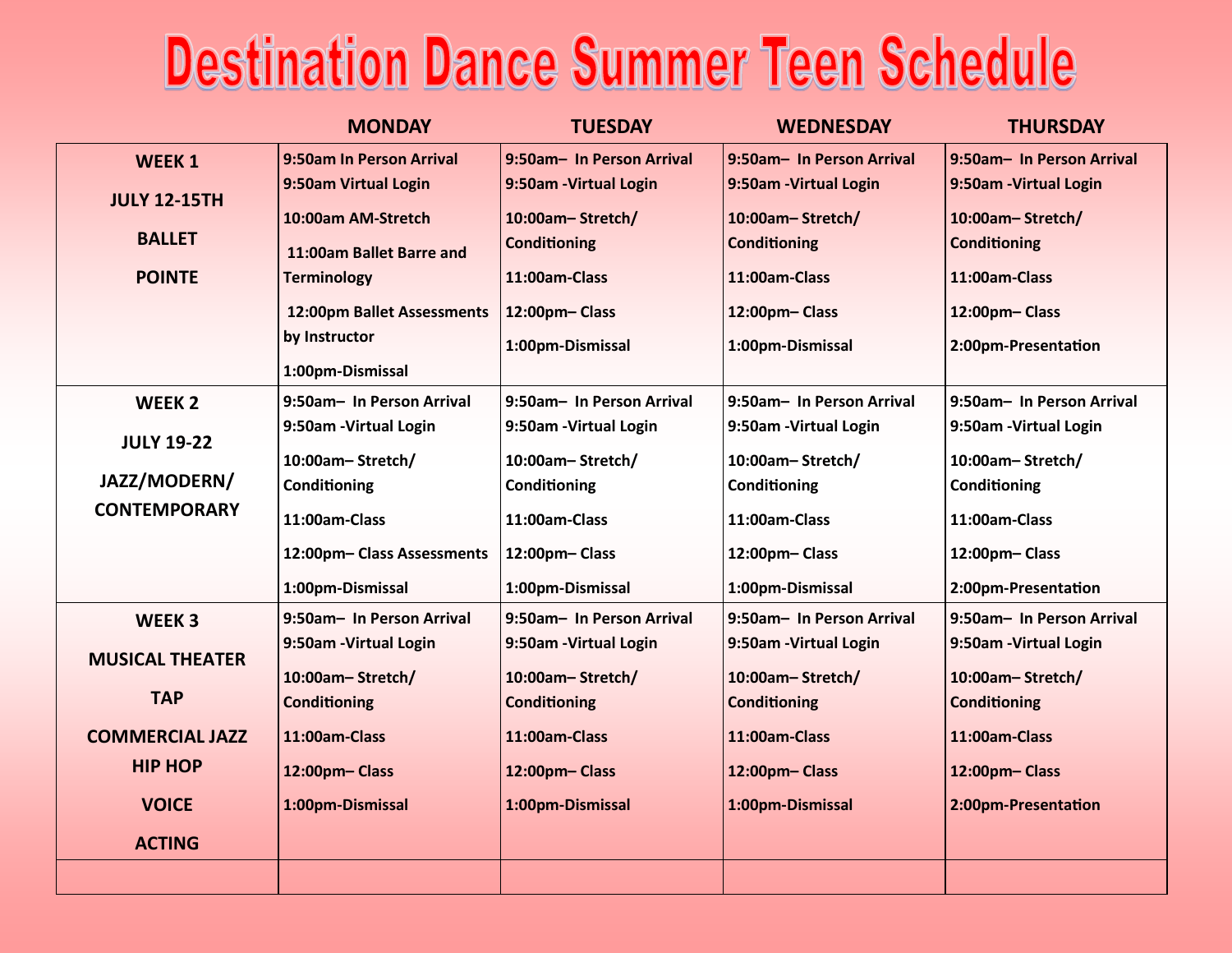# Destination Dance Summer Teen Schedule

| | MONDAY | TUESDAY | WEDNESDAY | THURSDAY |
|---|---|---|---|---|
| **WEEK 1**<br>**JULY 12-15TH**<br>**BALLET**<br>**POINTE** | 9:50am In Person Arrival<br>9:50am Virtual Login<br>10:00am AM-Stretch<br>11:00am Ballet Barre and Terminology<br>12:00pm Ballet Assessments by Instructor<br>1:00pm-Dismissal | 9:50am– In Person Arrival<br>9:50am -Virtual Login<br>10:00am– Stretch/ Conditioning<br>11:00am-Class<br>12:00pm– Class<br>1:00pm-Dismissal | 9:50am– In Person Arrival<br>9:50am -Virtual Login<br>10:00am– Stretch/ Conditioning<br>11:00am-Class<br>12:00pm– Class<br>1:00pm-Dismissal | 9:50am– In Person Arrival<br>9:50am -Virtual Login<br>10:00am– Stretch/ Conditioning<br>11:00am-Class<br>12:00pm– Class<br>2:00pm-Presentation |
| **WEEK 2**<br>**JULY 19-22**<br>**JAZZ/MODERN/ CONTEMPORARY** | 9:50am– In Person Arrival<br>9:50am -Virtual Login<br>10:00am– Stretch/ Conditioning<br>11:00am-Class<br>12:00pm– Class Assessments<br>1:00pm-Dismissal | 9:50am– In Person Arrival<br>9:50am -Virtual Login<br>10:00am– Stretch/ Conditioning<br>11:00am-Class<br>12:00pm– Class<br>1:00pm-Dismissal | 9:50am– In Person Arrival<br>9:50am -Virtual Login<br>10:00am– Stretch/ Conditioning<br>11:00am-Class<br>12:00pm– Class<br>1:00pm-Dismissal | 9:50am– In Person Arrival<br>9:50am -Virtual Login<br>10:00am– Stretch/ Conditioning<br>11:00am-Class<br>12:00pm– Class<br>2:00pm-Presentation |
| **WEEK 3**<br>**MUSICAL THEATER**<br>**TAP**<br>**COMMERCIAL JAZZ**<br>**HIP HOP**<br>**VOICE**<br>**ACTING** | 9:50am– In Person Arrival<br>9:50am -Virtual Login<br>10:00am– Stretch/ Conditioning<br>11:00am-Class<br>12:00pm– Class<br>1:00pm-Dismissal | 9:50am– In Person Arrival<br>9:50am -Virtual Login<br>10:00am– Stretch/ Conditioning<br>11:00am-Class<br>12:00pm– Class<br>1:00pm-Dismissal | 9:50am– In Person Arrival<br>9:50am -Virtual Login<br>10:00am– Stretch/ Conditioning<br>11:00am-Class<br>12:00pm– Class<br>1:00pm-Dismissal | 9:50am– In Person Arrival<br>9:50am -Virtual Login<br>10:00am– Stretch/ Conditioning<br>11:00am-Class<br>12:00pm– Class<br>2:00pm-Presentation |
| | | | | |